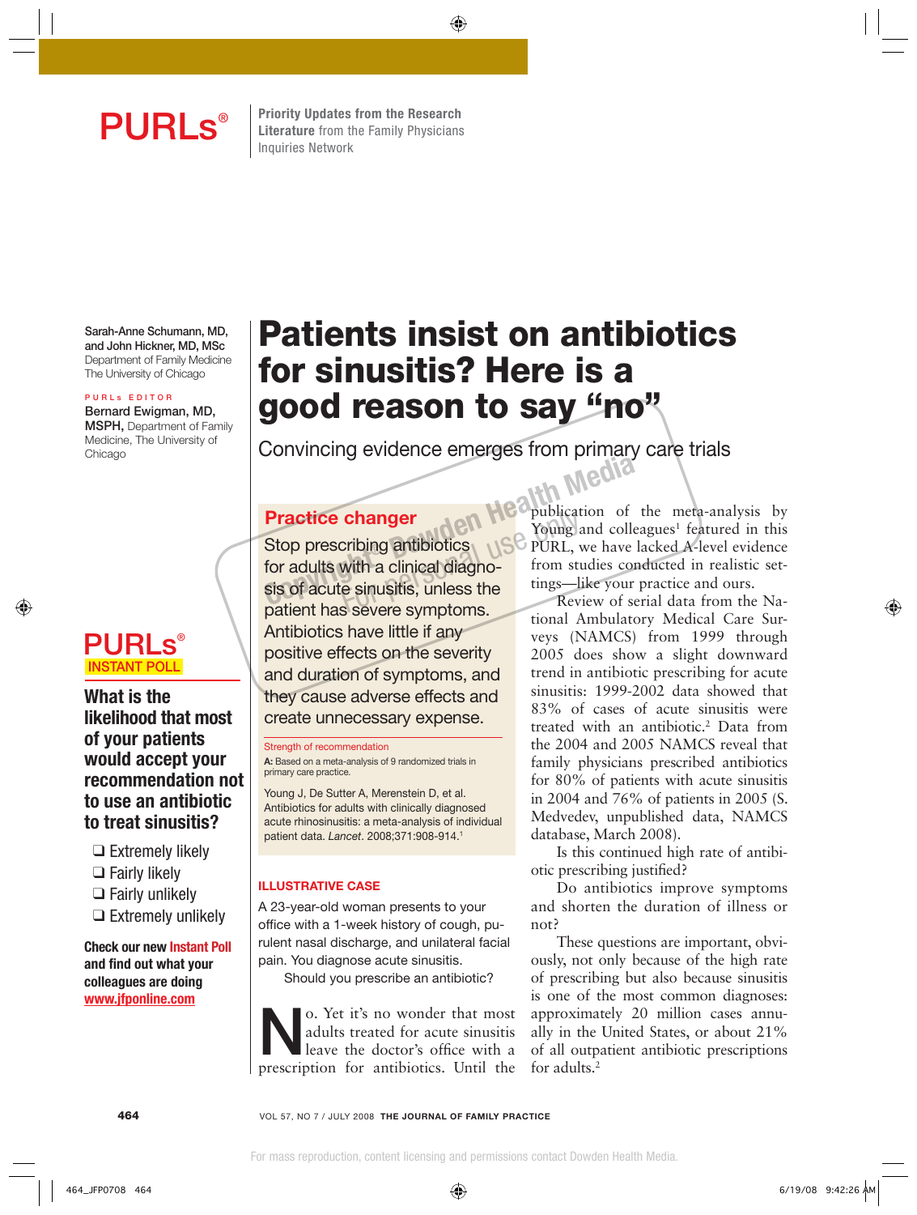# PURLs®

**Priority Updates from the Research Literature** from the Family Physicians Inquiries Network

Sarah-Anne Schumann, MD, and John Hickner, MD, MSc
Department of Family Medicine
The University of Chicago

PURLs EDITOR
**Bernard Ewigman, MD, MSPH,** Department of Family Medicine, The University of Chicago

# Patients insist on antibiotics for sinusitis? Here is a good reason to say "no"

Convincing evidence emerges from primary care trials

## Practice changer

Stop prescribing antibiotics for adults with a clinical diagnosis of acute sinusitis, unless the patient has severe symptoms. Antibiotics have little if any positive effects on the severity and duration of symptoms, and they cause adverse effects and create unnecessary expense.

**Strength of recommendation**

**A:** Based on a meta-analysis of 9 randomized trials in primary care practice.

Young J, De Sutter A, Merenstein D, et al. Antibiotics for adults with clinically diagnosed acute rhinosinusitis: a meta-analysis of individual patient data. *Lancet*. 2008;371:908-914.[1]

### ILLUSTRATIVE CASE

A 23-year-old woman presents to your office with a 1-week history of cough, purulent nasal discharge, and unilateral facial pain. You diagnose acute sinusitis.

Should you prescribe an antibiotic?

No. Yet it's no wonder that most adults treated for acute sinusitis leave the doctor's office with a prescription for antibiotics. Until the publication of the meta-analysis by Young and colleagues[1] featured in this PURL, we have lacked A-level evidence from studies conducted in realistic settings—like your practice and ours.

Review of serial data from the National Ambulatory Medical Care Surveys (NAMCS) from 1999 through 2005 does show a slight downward trend in antibiotic prescribing for acute sinusitis: 1999-2002 data showed that 83% of cases of acute sinusitis were treated with an antibiotic.[2] Data from the 2004 and 2005 NAMCS reveal that family physicians prescribed antibiotics for 80% of patients with acute sinusitis in 2004 and 76% of patients in 2005 (S. Medvedev, unpublished data, NAMCS database, March 2008).

Is this continued high rate of antibiotic prescribing justified?

Do antibiotics improve symptoms and shorten the duration of illness or not?

These questions are important, obviously, not only because of the high rate of prescribing but also because sinusitis is one of the most common diagnoses: approximately 20 million cases annually in the United States, or about 21% of all outpatient antibiotic prescriptions for adults.[2]

---

**PURLs® INSTANT POLL**

**What is the likelihood that most of your patients would accept your recommendation not to use an antibiotic to treat sinusitis?**

- ❑ Extremely likely
- ❑ Fairly likely
- ❑ Fairly unlikely
- ❑ Extremely unlikely

**Check our new Instant Poll and find out what your colleagues are doing www.jfponline.com**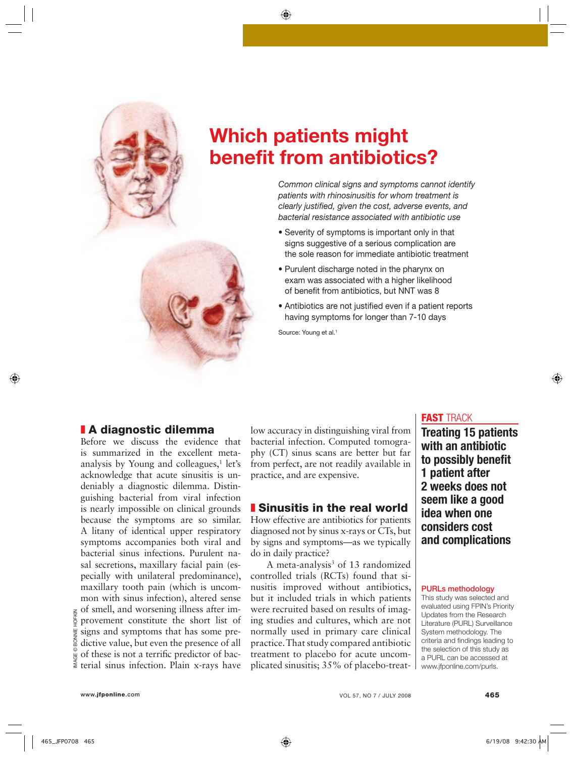# Which patients might benefit from antibiotics?

*Common clinical signs and symptoms cannot identify patients with rhinosinusitis for whom treatment is clearly justified, given the cost, adverse events, and bacterial resistance associated with antibiotic use*

- Severity of symptoms is important only in that signs suggestive of a serious complication are the sole reason for immediate antibiotic treatment
- Purulent discharge noted in the pharynx on exam was associated with a higher likelihood of benefit from antibiotics, but NNT was 8
- Antibiotics are not justified even if a patient reports having symptoms for longer than 7-10 days

Source: Young et al.[1]

IMAGE © BONNIE HOFKIN

## A diagnostic dilemma

Before we discuss the evidence that is summarized in the excellent meta-analysis by Young and colleagues,[1] let's acknowledge that acute sinusitis is undeniably a diagnostic dilemma. Distinguishing bacterial from viral infection is nearly impossible on clinical grounds because the symptoms are so similar. A litany of identical upper respiratory symptoms accompanies both viral and bacterial sinus infections. Purulent nasal secretions, maxillary facial pain (especially with unilateral predominance), maxillary tooth pain (which is uncommon with sinus infection), altered sense of smell, and worsening illness after improvement constitute the short list of signs and symptoms that has some predictive value, but even the presence of all of these is not a terrific predictor of bacterial sinus infection. Plain x-rays have low accuracy in distinguishing viral from bacterial infection. Computed tomography (CT) sinus scans are better but far from perfect, are not readily available in practice, and are expensive.

## Sinusitis in the real world

How effective are antibiotics for patients diagnosed not by sinus x-rays or CTs, but by signs and symptoms—as we typically do in daily practice?

A meta-analysis[3] of 13 randomized controlled trials (RCTs) found that sinusitis improved without antibiotics, but it included trials in which patients were recruited based on results of imaging studies and cultures, which are not normally used in primary care clinical practice. That study compared antibiotic treatment to placebo for acute uncomplicated sinusitis; 35% of placebo-treat-

**FAST TRACK**

**Treating 15 patients with an antibiotic to possibly benefit 1 patient after 2 weeks does not seem like a good idea when one considers cost and complications**

**PURLs methodology**

This study was selected and evaluated using FPIN's Priority Updates from the Research Literature (PURL) Surveillance System methodology. The criteria and findings leading to the selection of this study as a PURL can be accessed at www.jfponline.com/purls.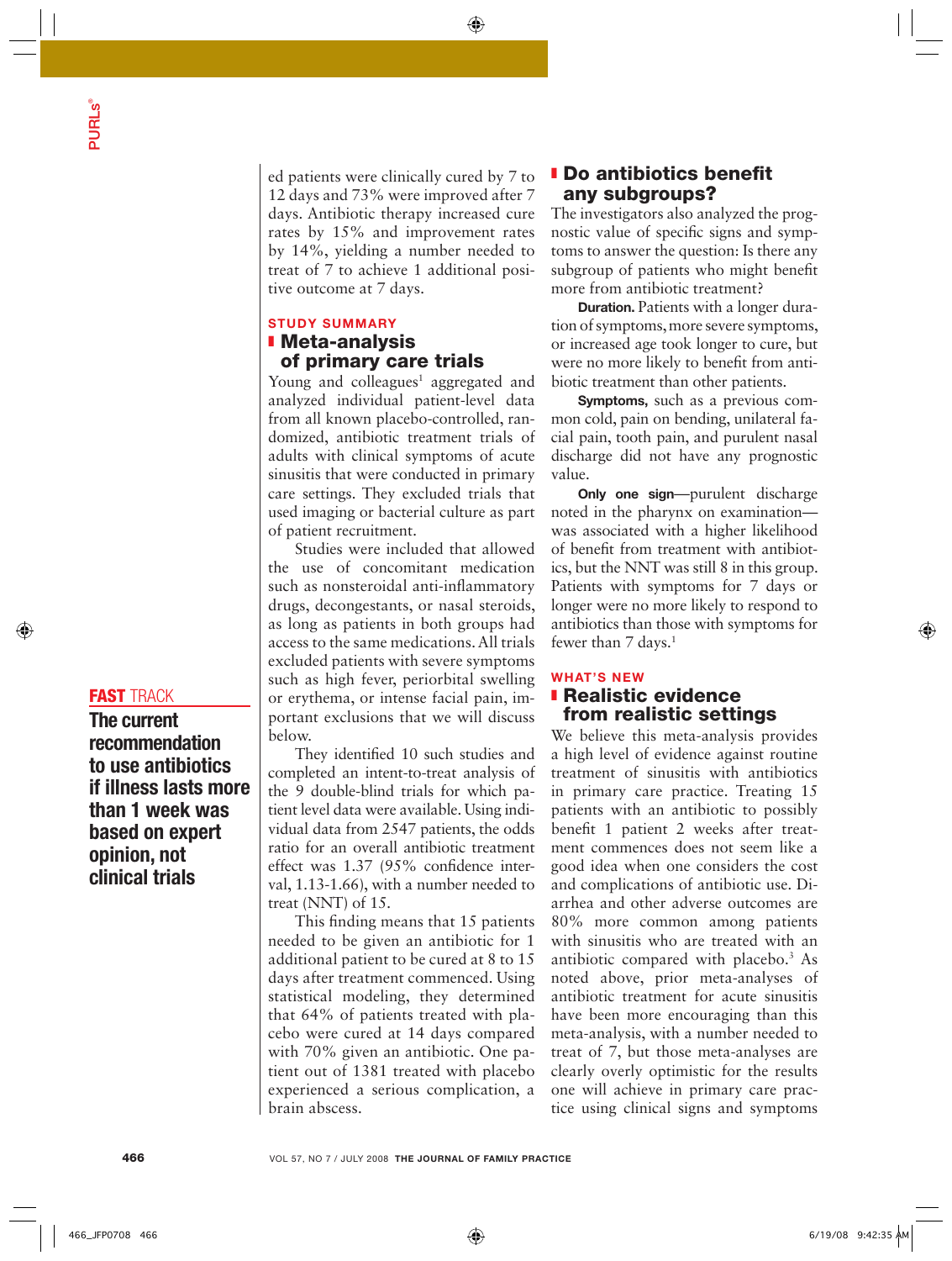ed patients were clinically cured by 7 to 12 days and 73% were improved after 7 days. Antibiotic therapy increased cure rates by 15% and improvement rates by 14%, yielding a number needed to treat of 7 to achieve 1 additional positive outcome at 7 days.

STUDY SUMMARY

## Meta-analysis of primary care trials

Young and colleagues[1] aggregated and analyzed individual patient-level data from all known placebo-controlled, randomized, antibiotic treatment trials of adults with clinical symptoms of acute sinusitis that were conducted in primary care settings. They excluded trials that used imaging or bacterial culture as part of patient recruitment.

Studies were included that allowed the use of concomitant medication such as nonsteroidal anti-inflammatory drugs, decongestants, or nasal steroids, as long as patients in both groups had access to the same medications. All trials excluded patients with severe symptoms such as high fever, periorbital swelling or erythema, or intense facial pain, important exclusions that we will discuss below.

They identified 10 such studies and completed an intent-to-treat analysis of the 9 double-blind trials for which patient level data were available. Using individual data from 2547 patients, the odds ratio for an overall antibiotic treatment effect was 1.37 (95% confidence interval, 1.13-1.66), with a number needed to treat (NNT) of 15.

This finding means that 15 patients needed to be given an antibiotic for 1 additional patient to be cured at 8 to 15 days after treatment commenced. Using statistical modeling, they determined that 64% of patients treated with placebo were cured at 14 days compared with 70% given an antibiotic. One patient out of 1381 treated with placebo experienced a serious complication, a brain abscess.

**FAST TRACK**

**The current recommendation to use antibiotics if illness lasts more than 1 week was based on expert opinion, not clinical trials**

## Do antibiotics benefit any subgroups?

The investigators also analyzed the prognostic value of specific signs and symptoms to answer the question: Is there any subgroup of patients who might benefit more from antibiotic treatment?

**Duration.** Patients with a longer duration of symptoms, more severe symptoms, or increased age took longer to cure, but were no more likely to benefit from antibiotic treatment than other patients.

**Symptoms,** such as a previous common cold, pain on bending, unilateral facial pain, tooth pain, and purulent nasal discharge did not have any prognostic value.

**Only one sign**—purulent discharge noted in the pharynx on examination—was associated with a higher likelihood of benefit from treatment with antibiotics, but the NNT was still 8 in this group. Patients with symptoms for 7 days or longer were no more likely to respond to antibiotics than those with symptoms for fewer than 7 days.[1]

WHAT'S NEW

## Realistic evidence from realistic settings

We believe this meta-analysis provides a high level of evidence against routine treatment of sinusitis with antibiotics in primary care practice. Treating 15 patients with an antibiotic to possibly benefit 1 patient 2 weeks after treatment commences does not seem like a good idea when one considers the cost and complications of antibiotic use. Diarrhea and other adverse outcomes are 80% more common among patients with sinusitis who are treated with an antibiotic compared with placebo.[3] As noted above, prior meta-analyses of antibiotic treatment for acute sinusitis have been more encouraging than this meta-analysis, with a number needed to treat of 7, but those meta-analyses are clearly overly optimistic for the results one will achieve in primary care practice using clinical signs and symptoms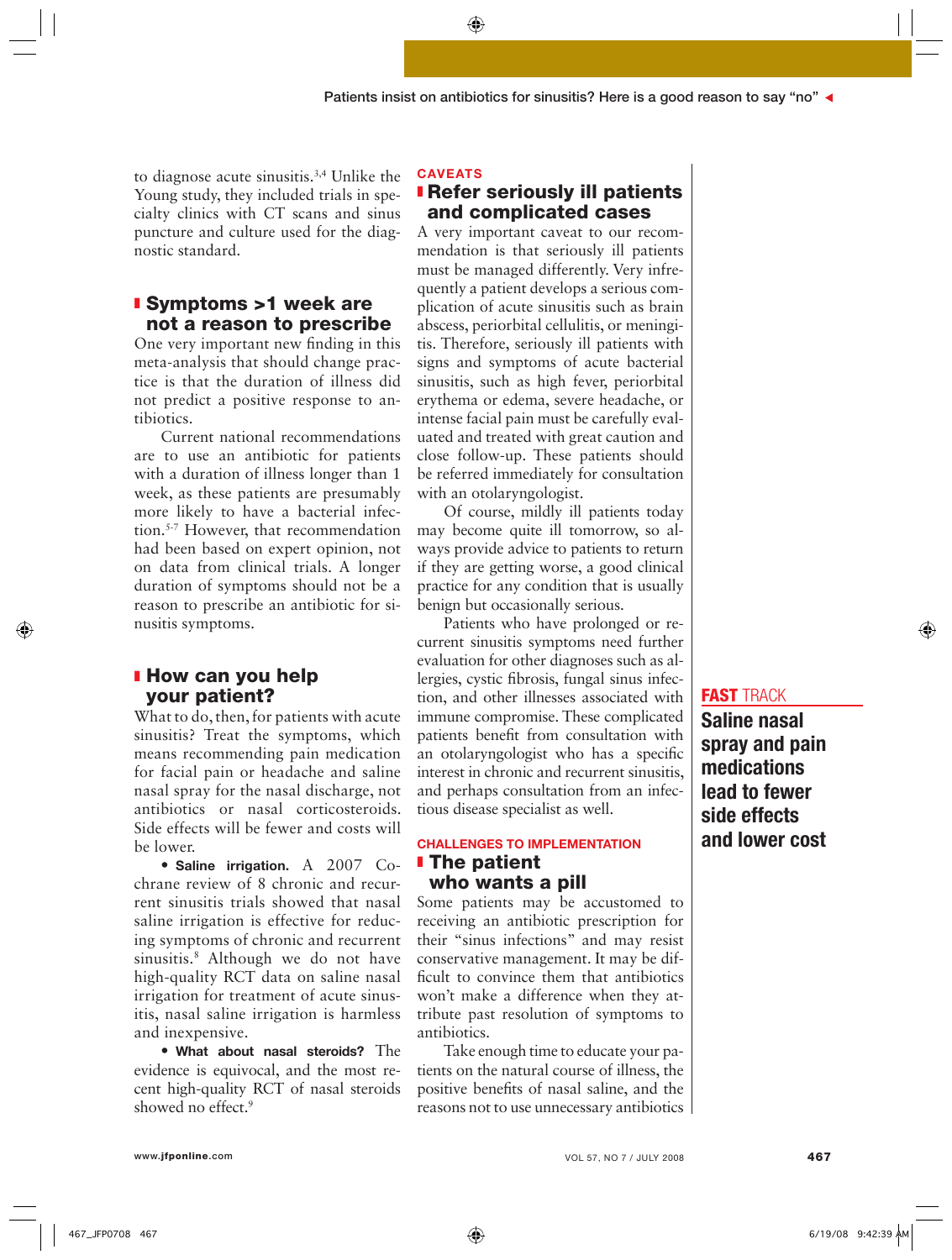to diagnose acute sinusitis.[3,4] Unlike the Young study, they included trials in specialty clinics with CT scans and sinus puncture and culture used for the diagnostic standard.

## Symptoms >1 week are not a reason to prescribe

One very important new finding in this meta-analysis that should change practice is that the duration of illness did not predict a positive response to antibiotics.

Current national recommendations are to use an antibiotic for patients with a duration of illness longer than 1 week, as these patients are presumably more likely to have a bacterial infection.[5-7] However, that recommendation had been based on expert opinion, not on data from clinical trials. A longer duration of symptoms should not be a reason to prescribe an antibiotic for sinusitis symptoms.

## How can you help your patient?

What to do, then, for patients with acute sinusitis? Treat the symptoms, which means recommending pain medication for facial pain or headache and saline nasal spray for the nasal discharge, not antibiotics or nasal corticosteroids. Side effects will be fewer and costs will be lower.

- **Saline irrigation.** A 2007 Cochrane review of 8 chronic and recurrent sinusitis trials showed that nasal saline irrigation is effective for reducing symptoms of chronic and recurrent sinusitis.[8] Although we do not have high-quality RCT data on saline nasal irrigation for treatment of acute sinusitis, nasal saline irrigation is harmless and inexpensive.

- **What about nasal steroids?** The evidence is equivocal, and the most recent high-quality RCT of nasal steroids showed no effect.[9]

CAVEATS

## Refer seriously ill patients and complicated cases

A very important caveat to our recommendation is that seriously ill patients must be managed differently. Very infrequently a patient develops a serious complication of acute sinusitis such as brain abscess, periorbital cellulitis, or meningitis. Therefore, seriously ill patients with signs and symptoms of acute bacterial sinusitis, such as high fever, periorbital erythema or edema, severe headache, or intense facial pain must be carefully evaluated and treated with great caution and close follow-up. These patients should be referred immediately for consultation with an otolaryngologist.

Of course, mildly ill patients today may become quite ill tomorrow, so always provide advice to patients to return if they are getting worse, a good clinical practice for any condition that is usually benign but occasionally serious.

Patients who have prolonged or recurrent sinusitis symptoms need further evaluation for other diagnoses such as allergies, cystic fibrosis, fungal sinus infection, and other illnesses associated with immune compromise. These complicated patients benefit from consultation with an otolaryngologist who has a specific interest in chronic and recurrent sinusitis, and perhaps consultation from an infectious disease specialist as well.

CHALLENGES TO IMPLEMENTATION

## The patient who wants a pill

Some patients may be accustomed to receiving an antibiotic prescription for their "sinus infections" and may resist conservative management. It may be difficult to convince them that antibiotics won't make a difference when they attribute past resolution of symptoms to antibiotics.

Take enough time to educate your patients on the natural course of illness, the positive benefits of nasal saline, and the reasons not to use unnecessary antibiotics

**FAST TRACK**

**Saline nasal spray and pain medications lead to fewer side effects and lower cost**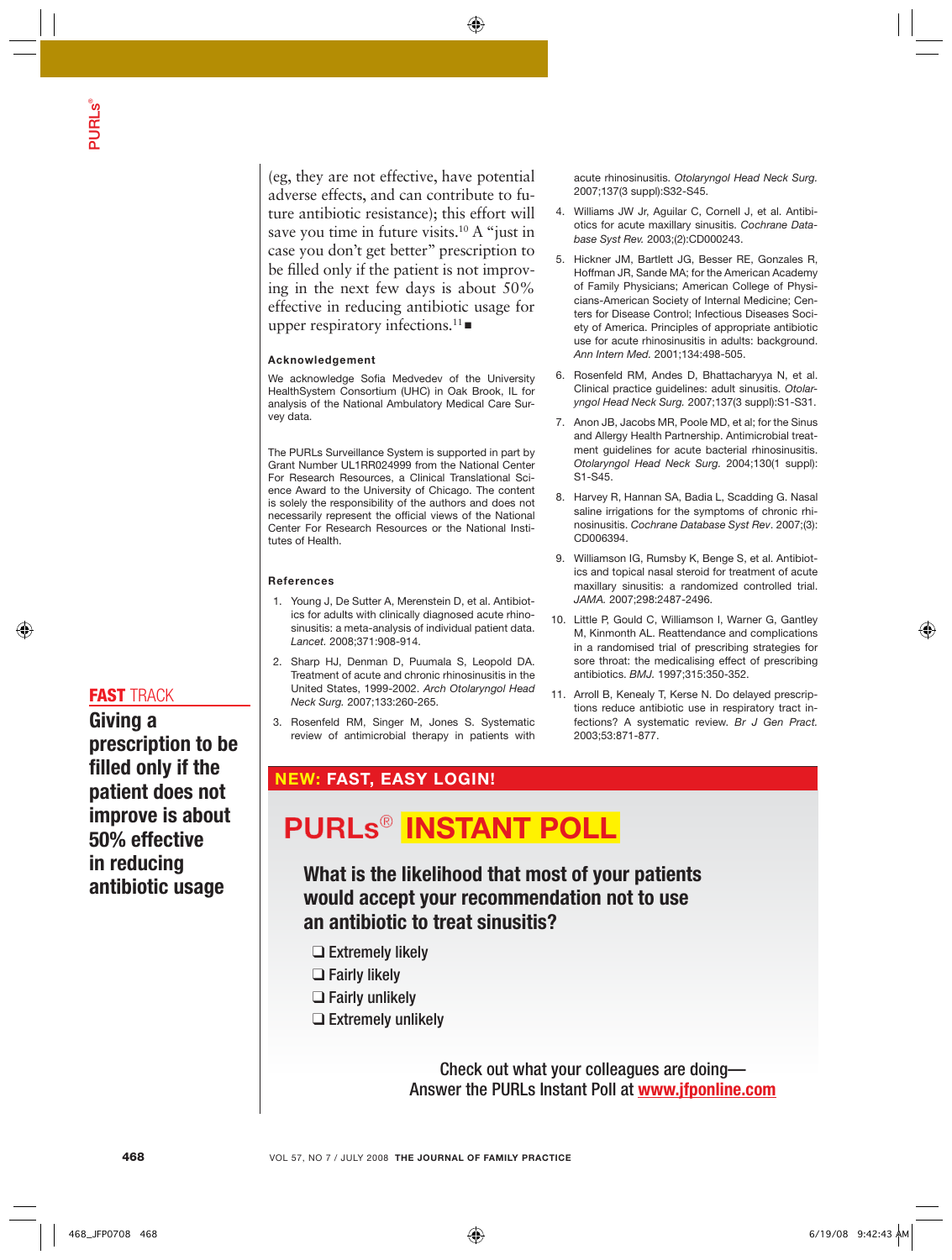(eg, they are not effective, have potential adverse effects, and can contribute to future antibiotic resistance); this effort will save you time in future visits.[10] A "just in case you don't get better" prescription to be filled only if the patient is not improving in the next few days is about 50% effective in reducing antibiotic usage for upper respiratory infections.[11] ■

**FAST TRACK**

**Giving a prescription to be filled only if the patient does not improve is about 50% effective in reducing antibiotic usage**

#### Acknowledgement

We acknowledge Sofia Medvedev of the University HealthSystem Consortium (UHC) in Oak Brook, IL for analysis of the National Ambulatory Medical Care Survey data.

The PURLs Surveillance System is supported in part by Grant Number UL1RR024999 from the National Center For Research Resources, a Clinical Translational Science Award to the University of Chicago. The content is solely the responsibility of the authors and does not necessarily represent the official views of the National Center For Research Resources or the National Institutes of Health.

#### References

1. Young J, De Sutter A, Merenstein D, et al. Antibiotics for adults with clinically diagnosed acute rhinosinusitis: a meta-analysis of individual patient data. *Lancet.* 2008;371:908-914.
2. Sharp HJ, Denman D, Puumala S, Leopold DA. Treatment of acute and chronic rhinosinusitis in the United States, 1999-2002. *Arch Otolaryngol Head Neck Surg.* 2007;133:260-265.
3. Rosenfeld RM, Singer M, Jones S. Systematic review of antimicrobial therapy in patients with acute rhinosinusitis. *Otolaryngol Head Neck Surg.* 2007;137(3 suppl):S32-S45.
4. Williams JW Jr, Aguilar C, Cornell J, et al. Antibiotics for acute maxillary sinusitis. *Cochrane Database Syst Rev.* 2003;(2):CD000243.
5. Hickner JM, Bartlett JG, Besser RE, Gonzales R, Hoffman JR, Sande MA; for the American Academy of Family Physicians; American College of Physicians-American Society of Internal Medicine; Centers for Disease Control; Infectious Diseases Society of America. Principles of appropriate antibiotic use for acute rhinosinusitis in adults: background. *Ann Intern Med.* 2001;134:498-505.
6. Rosenfeld RM, Andes D, Bhattacharyya N, et al. Clinical practice guidelines: adult sinusitis. *Otolaryngol Head Neck Surg.* 2007;137(3 suppl):S1-S31.
7. Anon JB, Jacobs MR, Poole MD, et al; for the Sinus and Allergy Health Partnership. Antimicrobial treatment guidelines for acute bacterial rhinosinusitis. *Otolaryngol Head Neck Surg.* 2004;130(1 suppl):S1-S45.
8. Harvey R, Hannan SA, Badia L, Scadding G. Nasal saline irrigations for the symptoms of chronic rhinosinusitis. *Cochrane Database Syst Rev*. 2007;(3):CD006394.
9. Williamson IG, Rumsby K, Benge S, et al. Antibiotics and topical nasal steroid for treatment of acute maxillary sinusitis: a randomized controlled trial. *JAMA.* 2007;298:2487-2496.
10. Little P, Gould C, Williamson I, Warner G, Gantley M, Kinmonth AL. Reattendance and complications in a randomised trial of prescribing strategies for sore throat: the medicalising effect of prescribing antibiotics. *BMJ.* 1997;315:350-352.
11. Arroll B, Kenealy T, Kerse N. Do delayed prescriptions reduce antibiotic use in respiratory tract infections? A systematic review. *Br J Gen Pract.* 2003;53:871-877.

**NEW: FAST, EASY LOGIN!**

## PURLs® INSTANT POLL

**What is the likelihood that most of your patients would accept your recommendation not to use an antibiotic to treat sinusitis?**

- ❑ Extremely likely
- ❑ Fairly likely
- ❑ Fairly unlikely
- ❑ Extremely unlikely

Check out what your colleagues are doing—
Answer the PURLs Instant Poll at www.jfponline.com